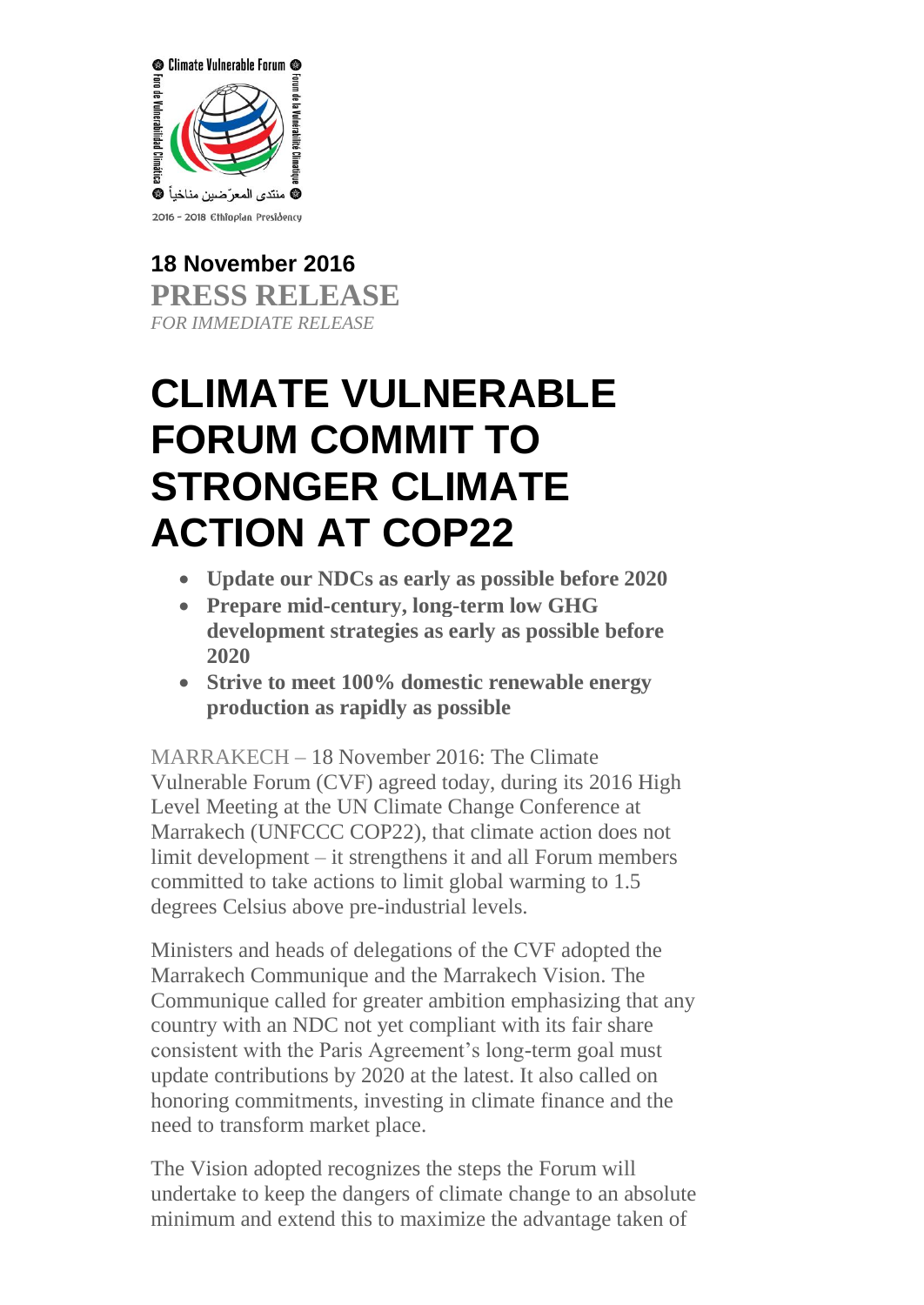Climate Vulnerable Forum

Foro de Vulnerabilidad Climática

Forum de la Vulnérabilité Climatique

منتدى المعرّضين مناخياً

2016 - 2018 Ethiopian Presidency

**18 November 2016**

**PRESS RELEASE**

*FOR IMMEDIATE RELEASE*

# CLIMATE VULNERABLE FORUM COMMIT TO STRONGER CLIMATE ACTION AT COP22

- **Update our NDCs as early as possible before 2020**
- **Prepare mid-century, long-term low GHG development strategies as early as possible before 2020**
- **Strive to meet 100% domestic renewable energy production as rapidly as possible**

MARRAKECH – 18 November 2016: The Climate Vulnerable Forum (CVF) agreed today, during its 2016 High Level Meeting at the UN Climate Change Conference at Marrakech (UNFCCC COP22), that climate action does not limit development – it strengthens it and all Forum members committed to take actions to limit global warming to 1.5 degrees Celsius above pre-industrial levels.

Ministers and heads of delegations of the CVF adopted the Marrakech Communique and the Marrakech Vision. The Communique called for greater ambition emphasizing that any country with an NDC not yet compliant with its fair share consistent with the Paris Agreement's long-term goal must update contributions by 2020 at the latest. It also called on honoring commitments, investing in climate finance and the need to transform market place.

The Vision adopted recognizes the steps the Forum will undertake to keep the dangers of climate change to an absolute minimum and extend this to maximize the advantage taken of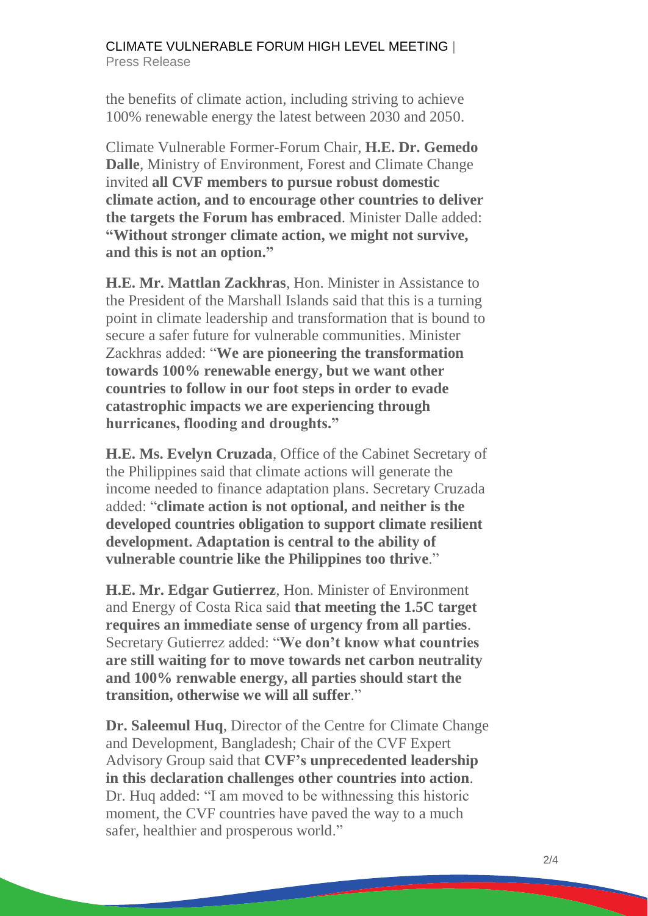the benefits of climate action, including striving to achieve 100% renewable energy the latest between 2030 and 2050.

Climate Vulnerable Former-Forum Chair, **H.E. Dr. Gemedo Dalle**, Ministry of Environment, Forest and Climate Change invited **all CVF members to pursue robust domestic climate action, and to encourage other countries to deliver the targets the Forum has embraced**. Minister Dalle added: **"Without stronger climate action, we might not survive, and this is not an option."**

**H.E. Mr. Mattlan Zackhras**, Hon. Minister in Assistance to the President of the Marshall Islands said that this is a turning point in climate leadership and transformation that is bound to secure a safer future for vulnerable communities. Minister Zackhras added: "**We are pioneering the transformation towards 100% renewable energy, but we want other countries to follow in our foot steps in order to evade catastrophic impacts we are experiencing through hurricanes, flooding and droughts."**

**H.E. Ms. Evelyn Cruzada**, Office of the Cabinet Secretary of the Philippines said that climate actions will generate the income needed to finance adaptation plans. Secretary Cruzada added: "**climate action is not optional, and neither is the developed countries obligation to support climate resilient development. Adaptation is central to the ability of vulnerable countrie like the Philippines too thrive**."

**H.E. Mr. Edgar Gutierrez**, Hon. Minister of Environment and Energy of Costa Rica said **that meeting the 1.5C target requires an immediate sense of urgency from all parties**. Secretary Gutierrez added: "**We don't know what countries are still waiting for to move towards net carbon neutrality and 100% renwable energy, all parties should start the transition, otherwise we will all suffer**."

**Dr. Saleemul Huq**, Director of the Centre for Climate Change and Development, Bangladesh; Chair of the CVF Expert Advisory Group said that **CVF's unprecedented leadership in this declaration challenges other countries into action**. Dr. Huq added: "I am moved to be withnessing this historic moment, the CVF countries have paved the way to a much safer, healthier and prosperous world."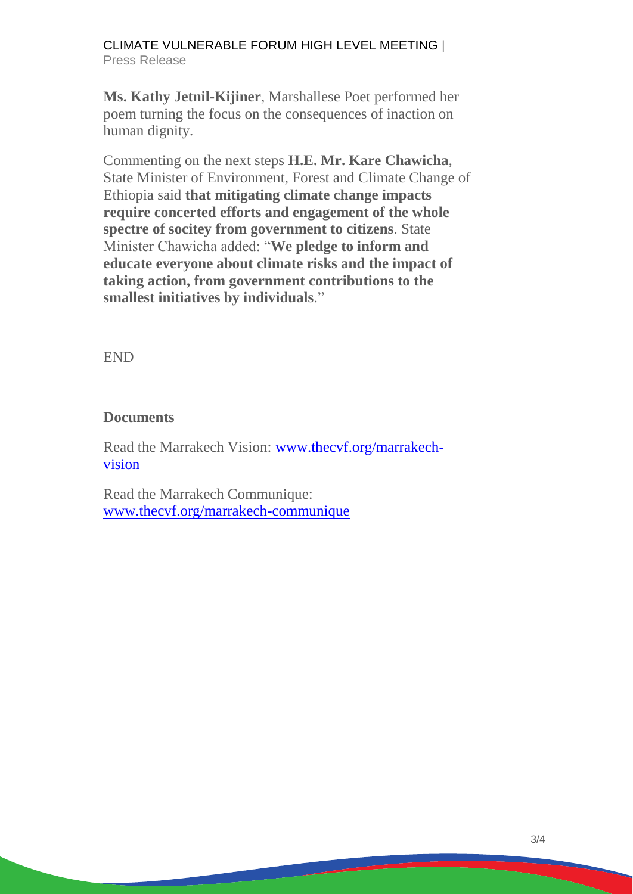**Ms. Kathy Jetnil-Kijiner**, Marshallese Poet performed her poem turning the focus on the consequences of inaction on human dignity.

Commenting on the next steps **H.E. Mr. Kare Chawicha**, State Minister of Environment, Forest and Climate Change of Ethiopia said **that mitigating climate change impacts require concerted efforts and engagement of the whole spectre of socitey from government to citizens**. State Minister Chawicha added: "**We pledge to inform and educate everyone about climate risks and the impact of taking action, from government contributions to the smallest initiatives by individuals**."

END

**Documents**

Read the Marrakech Vision: [www.thecvf.org/marrakech-vision](www.thecvf.org/marrakech-vision)

Read the Marrakech Communique: [www.thecvf.org/marrakech-communique](www.thecvf.org/marrakech-communique)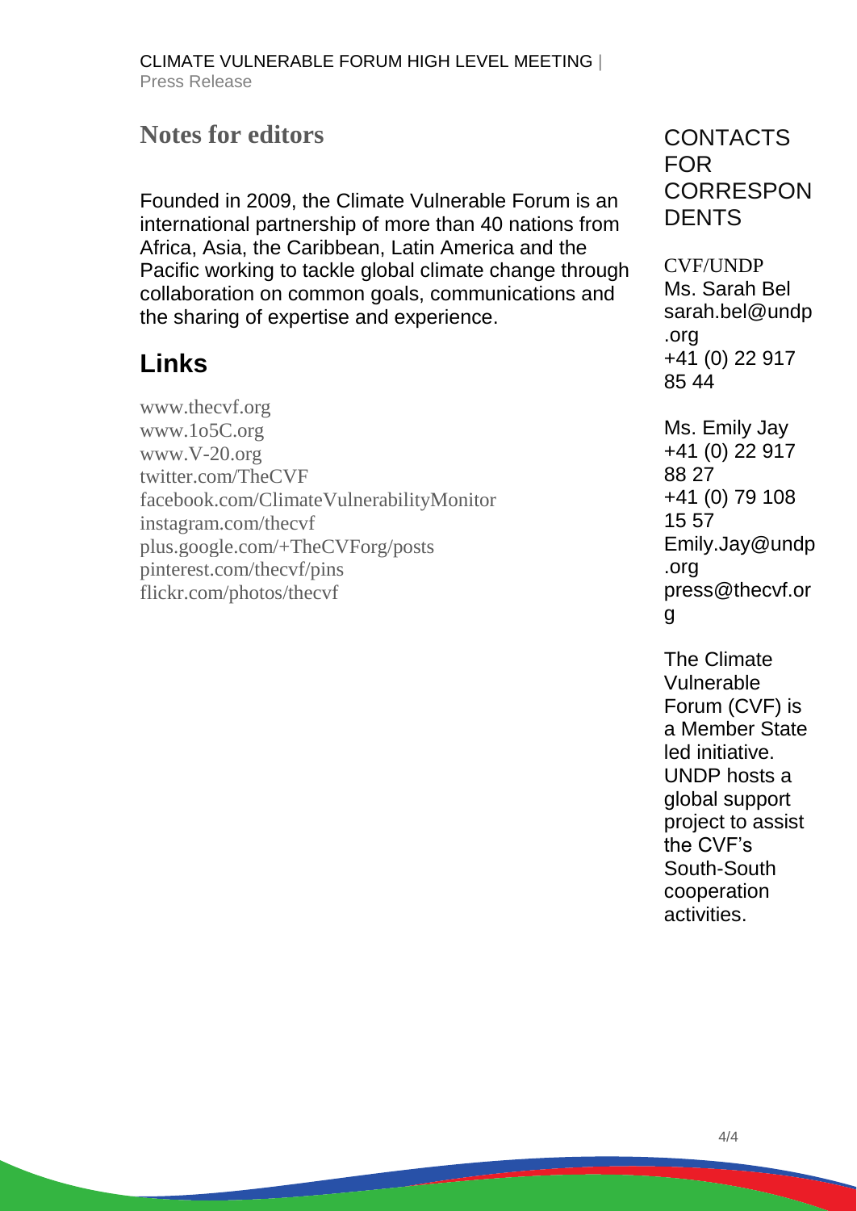## Notes for editors

Founded in 2009, the Climate Vulnerable Forum is an international partnership of more than 40 nations from Africa, Asia, the Caribbean, Latin America and the Pacific working to tackle global climate change through collaboration on common goals, communications and the sharing of expertise and experience.

## Links

www.thecvf.org
www.1o5C.org
www.V-20.org
twitter.com/TheCVF
facebook.com/ClimateVulnerabilityMonitor
instagram.com/thecvf
plus.google.com/+TheCVForg/posts
pinterest.com/thecvf/pins
flickr.com/photos/thecvf

## CONTACTS FOR CORRESPONDENTS

CVF/UNDP
Ms. Sarah Bel
sarah.bel@undp.org
+41 (0) 22 917 85 44

Ms. Emily Jay
+41 (0) 22 917 88 27
+41 (0) 79 108 15 57
Emily.Jay@undp.org
press@thecvf.org

The Climate Vulnerable Forum (CVF) is a Member State led initiative. UNDP hosts a global support project to assist the CVF's South-South cooperation activities.